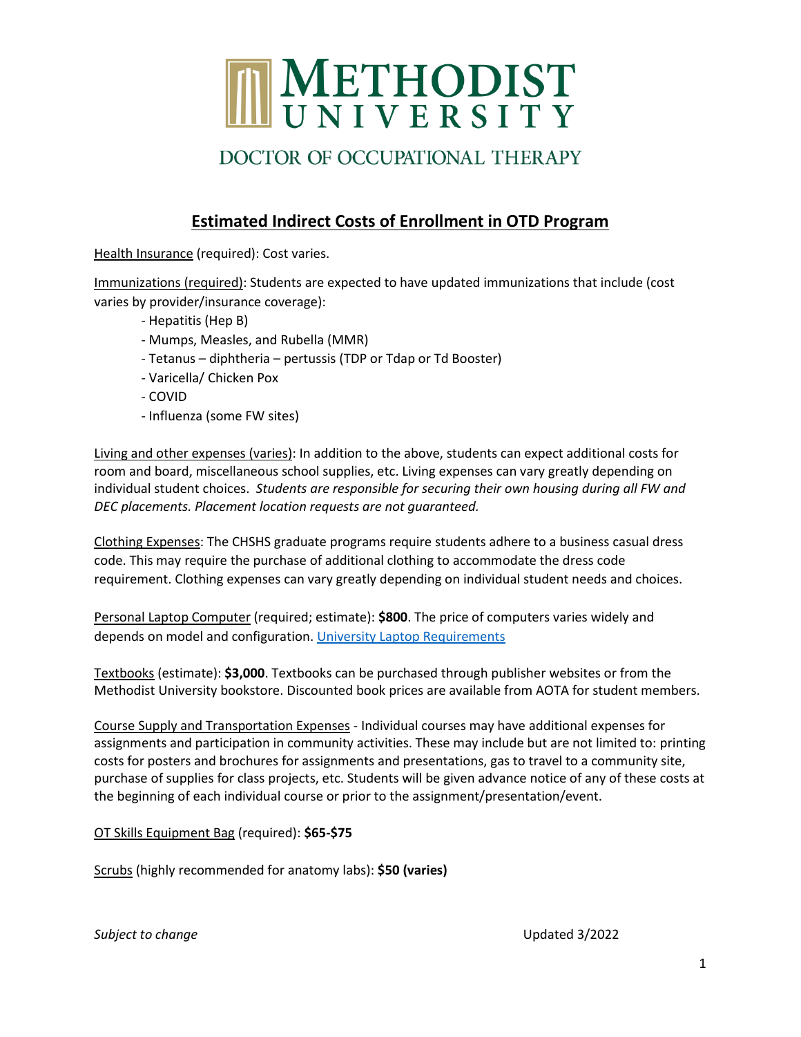# METHODIST UNIVERSITY

## DOCTOR OF OCCUPATIONAL THERAPY

## Estimated Indirect Costs of Enrollment in OTD Program

Health Insurance (required): Cost varies.

Immunizations (required): Students are expected to have updated immunizations that include (cost varies by provider/insurance coverage):

- Hepatitis (Hep B)
- Mumps, Measles, and Rubella (MMR)
- Tetanus – diphtheria – pertussis (TDP or Tdap or Td Booster)
- Varicella/ Chicken Pox
- COVID
- Influenza (some FW sites)

Living and other expenses (varies): In addition to the above, students can expect additional costs for room and board, miscellaneous school supplies, etc. Living expenses can vary greatly depending on individual student choices. *Students are responsible for securing their own housing during all FW and DEC placements. Placement location requests are not guaranteed.*

Clothing Expenses: The CHSHS graduate programs require students adhere to a business casual dress code. This may require the purchase of additional clothing to accommodate the dress code requirement. Clothing expenses can vary greatly depending on individual student needs and choices.

Personal Laptop Computer (required; estimate): **$800**. The price of computers varies widely and depends on model and configuration. University Laptop Requirements

Textbooks (estimate): **$3,000**. Textbooks can be purchased through publisher websites or from the Methodist University bookstore. Discounted book prices are available from AOTA for student members.

Course Supply and Transportation Expenses - Individual courses may have additional expenses for assignments and participation in community activities. These may include but are not limited to: printing costs for posters and brochures for assignments and presentations, gas to travel to a community site, purchase of supplies for class projects, etc. Students will be given advance notice of any of these costs at the beginning of each individual course or prior to the assignment/presentation/event.

OT Skills Equipment Bag (required): **$65-$75**

Scrubs (highly recommended for anatomy labs): **$50 (varies)**

*Subject to change* Updated 3/2022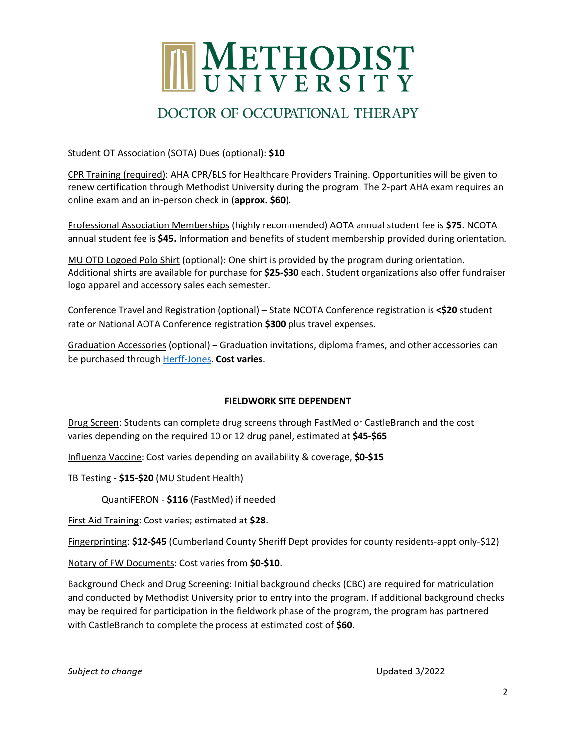# METHODIST UNIVERSITY

## DOCTOR OF OCCUPATIONAL THERAPY

Student OT Association (SOTA) Dues (optional): **$10**

CPR Training (required): AHA CPR/BLS for Healthcare Providers Training. Opportunities will be given to renew certification through Methodist University during the program. The 2-part AHA exam requires an online exam and an in-person check in (**approx. $60**).

Professional Association Memberships (highly recommended) AOTA annual student fee is **$75**. NCOTA annual student fee is **$45.** Information and benefits of student membership provided during orientation.

MU OTD Logoed Polo Shirt (optional): One shirt is provided by the program during orientation. Additional shirts are available for purchase for **$25-$30** each. Student organizations also offer fundraiser logo apparel and accessory sales each semester.

Conference Travel and Registration (optional) – State NCOTA Conference registration is **<$20** student rate or National AOTA Conference registration **$300** plus travel expenses.

Graduation Accessories (optional) – Graduation invitations, diploma frames, and other accessories can be purchased through Herff-Jones. **Cost varies**.

### FIELDWORK SITE DEPENDENT

Drug Screen: Students can complete drug screens through FastMed or CastleBranch and the cost varies depending on the required 10 or 12 drug panel, estimated at **$45-$65**

Influenza Vaccine: Cost varies depending on availability & coverage, **$0-$15**

TB Testing **- $15-$20** (MU Student Health)

QuantiFERON - **$116** (FastMed) if needed

First Aid Training: Cost varies; estimated at **$28**.

Fingerprinting: **$12-$45** (Cumberland County Sheriff Dept provides for county residents-appt only-$12)

Notary of FW Documents: Cost varies from **$0-$10**.

Background Check and Drug Screening: Initial background checks (CBC) are required for matriculation and conducted by Methodist University prior to entry into the program. If additional background checks may be required for participation in the fieldwork phase of the program, the program has partnered with CastleBranch to complete the process at estimated cost of **$60**.

*Subject to change* Updated 3/2022